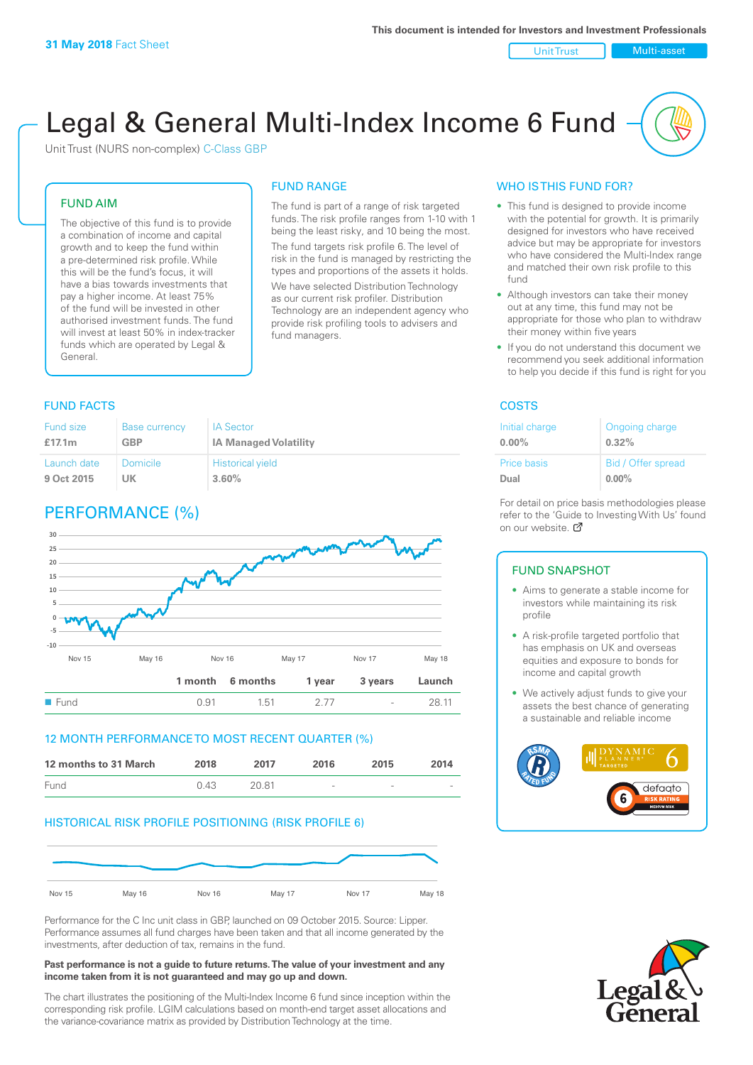**31 May 2018** Fact Sheet

This document is intended for Investors and Investment Professionals

Unit Trust | Multi-asset

# Legal & General Multi-Index Income 6 Fund

Unit Trust (NURS non-complex) C-Class GBP

## FUND AIM

The objective of this fund is to provide a combination of income and capital growth and to keep the fund within a pre-determined risk profile. While this will be the fund's focus, it will have a bias towards investments that pay a higher income. At least 75% of the fund will be invested in other authorised investment funds. The fund will invest at least 50% in index-tracker funds which are operated by Legal & General.

## FUND RANGE

The fund is part of a range of risk targeted funds. The risk profile ranges from 1-10 with 1 being the least risky, and 10 being the most.

The fund targets risk profile 6. The level of risk in the fund is managed by restricting the types and proportions of the assets it holds. We have selected Distribution Technology as our current risk profiler. Distribution Technology are an independent agency who provide risk profiling tools to advisers and fund managers.

## WHO IS THIS FUND FOR?

- This fund is designed to provide income with the potential for growth. It is primarily designed for investors who have received advice but may be appropriate for investors who have considered the Multi-Index range and matched their own risk profile to this fund
- Although investors can take their money out at any time, this fund may not be appropriate for those who plan to withdraw their money within five years
- If you do not understand this document we recommend you seek additional information to help you decide if this fund is right for you

## FUND FACTS

| Fund size | Base currency | IA Sector |
|---|---|---|
| **£17.1m** | **GBP** | **IA Managed Volatility** |
| Launch date | Domicile | Historical yield |
| **9 Oct 2015** | **UK** | **3.60%** |

## COSTS

| Initial charge | Ongoing charge |
|---|---|
| **0.00%** | **0.32%** |
| Price basis | Bid / Offer spread |
| **Dual** | **0.00%** |

For detail on price basis methodologies please refer to the 'Guide to Investing With Us' found on our website.

## PERFORMANCE (%)

| | 1 month | 6 months | 1 year | 3 years | Launch |
|---|---|---|---|---|---|
| Fund | 0.91 | 1.51 | 2.77 | - | 28.11 |

## 12 MONTH PERFORMANCE TO MOST RECENT QUARTER (%)

| 12 months to 31 March | 2018 | 2017 | 2016 | 2015 | 2014 |
|---|---|---|---|---|---|
| Fund | 0.43 | 20.81 | - | - | - |

## HISTORICAL RISK PROFILE POSITIONING (RISK PROFILE 6)

Performance for the C Inc unit class in GBP, launched on 09 October 2015. Source: Lipper. Performance assumes all fund charges have been taken and that all income generated by the investments, after deduction of tax, remains in the fund.

**Past performance is not a guide to future returns. The value of your investment and any income taken from it is not guaranteed and may go up and down.**

The chart illustrates the positioning of the Multi-Index Income 6 fund since inception within the corresponding risk profile. LGIM calculations based on month-end target asset allocations and the variance-covariance matrix as provided by Distribution Technology at the time.

## FUND SNAPSHOT

- Aims to generate a stable income for investors while maintaining its risk profile
- A risk-profile targeted portfolio that has emphasis on UK and overseas equities and exposure to bonds for income and capital growth
- We actively adjust funds to give your assets the best chance of generating a sustainable and reliable income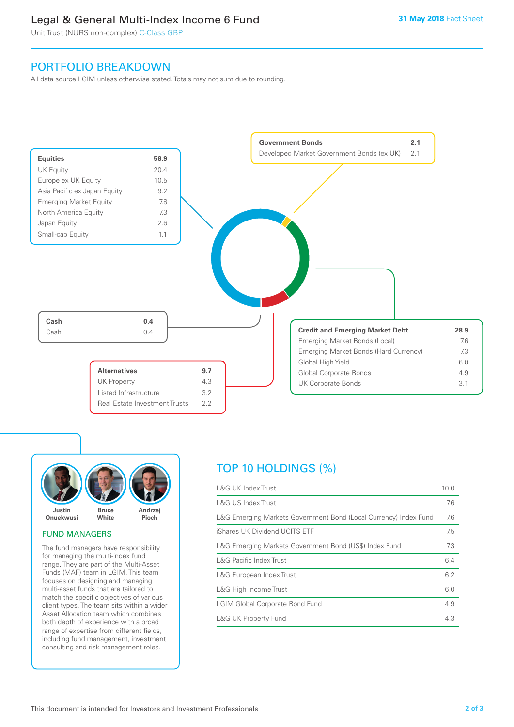# Legal & General Multi-Index Income 6 Fund

Unit Trust (NURS non-complex) C-Class GBP

31 May 2018 Fact Sheet

## PORTFOLIO BREAKDOWN

All data source LGIM unless otherwise stated. Totals may not sum due to rounding.

| Equities | 58.9 |
|---|---|
| UK Equity | 20.4 |
| Europe ex UK Equity | 10.5 |
| Asia Pacific ex Japan Equity | 9.2 |
| Emerging Market Equity | 7.8 |
| North America Equity | 7.3 |
| Japan Equity | 2.6 |
| Small-cap Equity | 1.1 |

| Government Bonds | 2.1 |
|---|---|
| Developed Market Government Bonds (ex UK) | 2.1 |

| Cash | 0.4 |
|---|---|
| Cash | 0.4 |

| Credit and Emerging Market Debt | 28.9 |
|---|---|
| Emerging Market Bonds (Local) | 7.6 |
| Emerging Market Bonds (Hard Currency) | 7.3 |
| Global High Yield | 6.0 |
| Global Corporate Bonds | 4.9 |
| UK Corporate Bonds | 3.1 |

| Alternatives | 9.7 |
|---|---|
| UK Property | 4.3 |
| Listed Infrastructure | 3.2 |
| Real Estate Investment Trusts | 2.2 |

Justin Onuekwusi, Bruce White, Andrzej Pioch

### FUND MANAGERS

The fund managers have responsibility for managing the multi-index fund range. They are part of the Multi-Asset Funds (MAF) team in LGIM. This team focuses on designing and managing multi-asset funds that are tailored to match the specific objectives of various client types. The team sits within a wider Asset Allocation team which combines both depth of experience with a broad range of expertise from different fields, including fund management, investment consulting and risk management roles.

## TOP 10 HOLDINGS (%)

| Holding | % |
|---|---|
| L&G UK Index Trust | 10.0 |
| L&G US Index Trust | 7.6 |
| L&G Emerging Markets Government Bond (Local Currency) Index Fund | 7.6 |
| iShares UK Dividend UCITS ETF | 7.5 |
| L&G Emerging Markets Government Bond (US$) Index Fund | 7.3 |
| L&G Pacific Index Trust | 6.4 |
| L&G European Index Trust | 6.2 |
| L&G High Income Trust | 6.0 |
| LGIM Global Corporate Bond Fund | 4.9 |
| L&G UK Property Fund | 4.3 |

This document is intended for Investors and Investment Professionals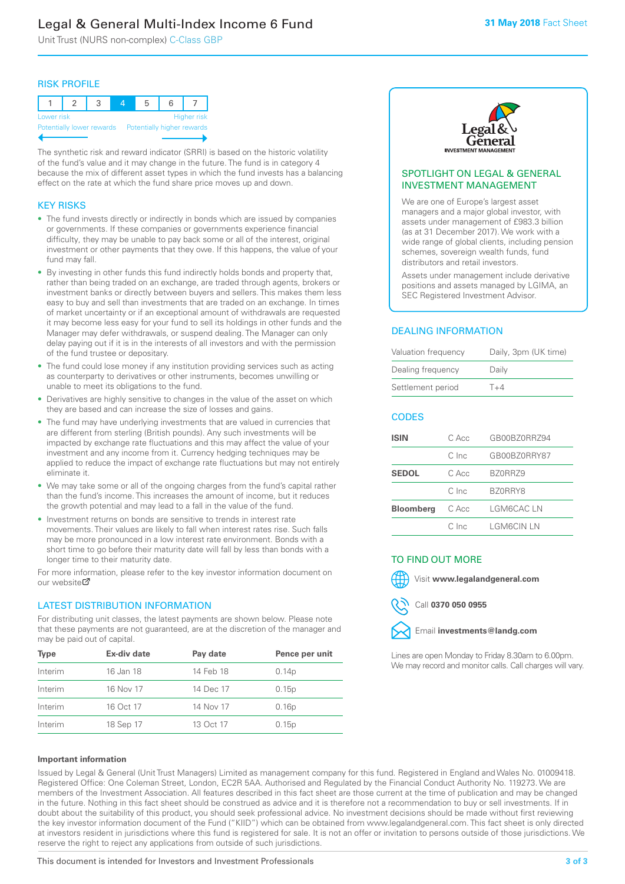# Legal & General Multi-Index Income 6 Fund

Unit Trust (NURS non-complex) C-Class GBP

31 May 2018 Fact Sheet

## RISK PROFILE

| 1 | 2 | 3 | 4 | 5 | 6 | 7 |
|---|---|---|---|---|---|---|

Lower risk — Higher risk

Potentially lower rewards — Potentially higher rewards

The synthetic risk and reward indicator (SRRI) is based on the historic volatility of the fund's value and it may change in the future. The fund is in category 4 because the mix of different asset types in which the fund invests has a balancing effect on the rate at which the fund share price moves up and down.

## KEY RISKS

- The fund invests directly or indirectly in bonds which are issued by companies or governments. If these companies or governments experience financial difficulty, they may be unable to pay back some or all of the interest, original investment or other payments that they owe. If this happens, the value of your fund may fall.
- By investing in other funds this fund indirectly holds bonds and property that, rather than being traded on an exchange, are traded through agents, brokers or investment banks or directly between buyers and sellers. This makes them less easy to buy and sell than investments that are traded on an exchange. In times of market uncertainty or if an exceptional amount of withdrawals are requested it may become less easy for your fund to sell its holdings in other funds and the Manager may defer withdrawals, or suspend dealing. The Manager can only delay paying out if it is in the interests of all investors and with the permission of the fund trustee or depositary.
- The fund could lose money if any institution providing services such as acting as counterparty to derivatives or other instruments, becomes unwilling or unable to meet its obligations to the fund.
- Derivatives are highly sensitive to changes in the value of the asset on which they are based and can increase the size of losses and gains.
- The fund may have underlying investments that are valued in currencies that are different from sterling (British pounds). Any such investments will be impacted by exchange rate fluctuations and this may affect the value of your investment and any income from it. Currency hedging techniques may be applied to reduce the impact of exchange rate fluctuations but may not entirely eliminate it.
- We may take some or all of the ongoing charges from the fund's capital rather than the fund's income. This increases the amount of income, but it reduces the growth potential and may lead to a fall in the value of the fund.
- Investment returns on bonds are sensitive to trends in interest rate movements. Their values are likely to fall when interest rates rise. Such falls may be more pronounced in a low interest rate environment. Bonds with a short time to go before their maturity date will fall by less than bonds with a longer time to their maturity date.

For more information, please refer to the key investor information document on our website

## LATEST DISTRIBUTION INFORMATION

For distributing unit classes, the latest payments are shown below. Please note that these payments are not guaranteed, are at the discretion of the manager and may be paid out of capital.

| Type | Ex-div date | Pay date | Pence per unit |
|---|---|---|---|
| Interim | 16 Jan 18 | 14 Feb 18 | 0.14p |
| Interim | 16 Nov 17 | 14 Dec 17 | 0.15p |
| Interim | 16 Oct 17 | 14 Nov 17 | 0.16p |
| Interim | 18 Sep 17 | 13 Oct 17 | 0.15p |

## SPOTLIGHT ON LEGAL & GENERAL INVESTMENT MANAGEMENT

We are one of Europe's largest asset managers and a major global investor, with assets under management of £983.3 billion (as at 31 December 2017). We work with a wide range of global clients, including pension schemes, sovereign wealth funds, fund distributors and retail investors.

Assets under management include derivative positions and assets managed by LGIMA, an SEC Registered Investment Advisor.

## DEALING INFORMATION

| | |
|---|---|
| Valuation frequency | Daily, 3pm (UK time) |
| Dealing frequency | Daily |
| Settlement period | T+4 |

## CODES

| | | |
|---|---|---|
| **ISIN** | C Acc | GB00BZ0RRZ94 |
| | C Inc | GB00BZ0RRY87 |
| **SEDOL** | C Acc | BZ0RRZ9 |
| | C Inc | BZ0RRY8 |
| **Bloomberg** | C Acc | LGM6CAC LN |
| | C Inc | LGM6CIN LN |

## TO FIND OUT MORE

Visit **www.legalandgeneral.com**

Call **0370 050 0955**

Email **investments@landg.com**

Lines are open Monday to Friday 8.30am to 6.00pm. We may record and monitor calls. Call charges will vary.

### Important information

Issued by Legal & General (Unit Trust Managers) Limited as management company for this fund. Registered in England and Wales No. 01009418. Registered Office: One Coleman Street, London, EC2R 5AA. Authorised and Regulated by the Financial Conduct Authority No. 119273. We are members of the Investment Association. All features described in this fact sheet are those current at the time of publication and may be changed in the future. Nothing in this fact sheet should be construed as advice and it is therefore not a recommendation to buy or sell investments. If in doubt about the suitability of this product, you should seek professional advice. No investment decisions should be made without first reviewing the key investor information document of the Fund ("KIID") which can be obtained from www.legalandgeneral.com. This fact sheet is only directed at investors resident in jurisdictions where this fund is registered for sale. It is not an offer or invitation to persons outside of those jurisdictions. We reserve the right to reject any applications from outside of such jurisdictions.

This document is intended for Investors and Investment Professionals